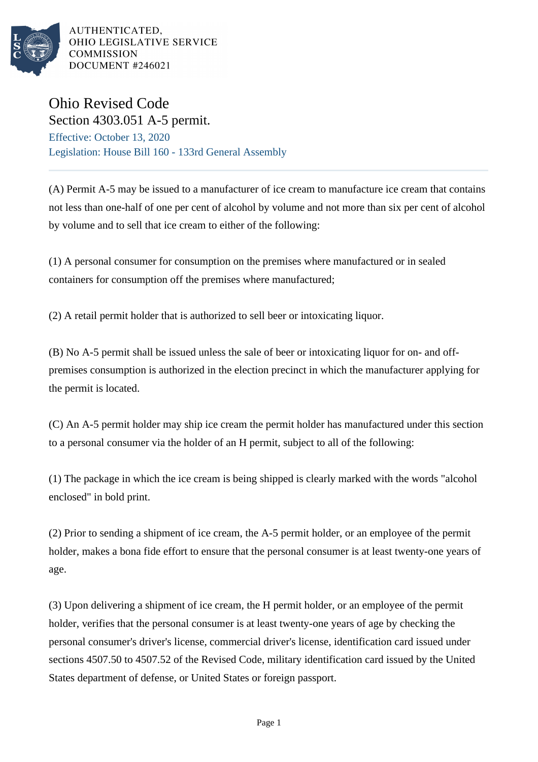AUTHENTICATED,
OHIO LEGISLATIVE SERVICE
COMMISSION
DOCUMENT #246021

# Ohio Revised Code

## Section 4303.051 A-5 permit.

Effective: October 13, 2020
Legislation: House Bill 160 - 133rd General Assembly

(A) Permit A-5 may be issued to a manufacturer of ice cream to manufacture ice cream that contains not less than one-half of one per cent of alcohol by volume and not more than six per cent of alcohol by volume and to sell that ice cream to either of the following:

(1) A personal consumer for consumption on the premises where manufactured or in sealed containers for consumption off the premises where manufactured;

(2) A retail permit holder that is authorized to sell beer or intoxicating liquor.

(B) No A-5 permit shall be issued unless the sale of beer or intoxicating liquor for on- and off-premises consumption is authorized in the election precinct in which the manufacturer applying for the permit is located.

(C) An A-5 permit holder may ship ice cream the permit holder has manufactured under this section to a personal consumer via the holder of an H permit, subject to all of the following:

(1) The package in which the ice cream is being shipped is clearly marked with the words "alcohol enclosed" in bold print.

(2) Prior to sending a shipment of ice cream, the A-5 permit holder, or an employee of the permit holder, makes a bona fide effort to ensure that the personal consumer is at least twenty-one years of age.

(3) Upon delivering a shipment of ice cream, the H permit holder, or an employee of the permit holder, verifies that the personal consumer is at least twenty-one years of age by checking the personal consumer's driver's license, commercial driver's license, identification card issued under sections 4507.50 to 4507.52 of the Revised Code, military identification card issued by the United States department of defense, or United States or foreign passport.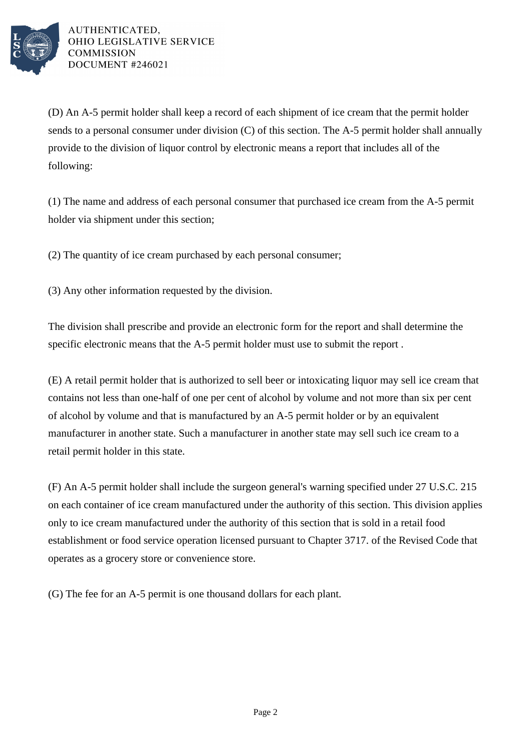(D) An A-5 permit holder shall keep a record of each shipment of ice cream that the permit holder sends to a personal consumer under division (C) of this section. The A-5 permit holder shall annually provide to the division of liquor control by electronic means a report that includes all of the following:

(1) The name and address of each personal consumer that purchased ice cream from the A-5 permit holder via shipment under this section;

(2) The quantity of ice cream purchased by each personal consumer;

(3) Any other information requested by the division.

The division shall prescribe and provide an electronic form for the report and shall determine the specific electronic means that the A-5 permit holder must use to submit the report .

(E) A retail permit holder that is authorized to sell beer or intoxicating liquor may sell ice cream that contains not less than one-half of one per cent of alcohol by volume and not more than six per cent of alcohol by volume and that is manufactured by an A-5 permit holder or by an equivalent manufacturer in another state. Such a manufacturer in another state may sell such ice cream to a retail permit holder in this state.

(F) An A-5 permit holder shall include the surgeon general's warning specified under 27 U.S.C. 215 on each container of ice cream manufactured under the authority of this section. This division applies only to ice cream manufactured under the authority of this section that is sold in a retail food establishment or food service operation licensed pursuant to Chapter 3717. of the Revised Code that operates as a grocery store or convenience store.

(G) The fee for an A-5 permit is one thousand dollars for each plant.